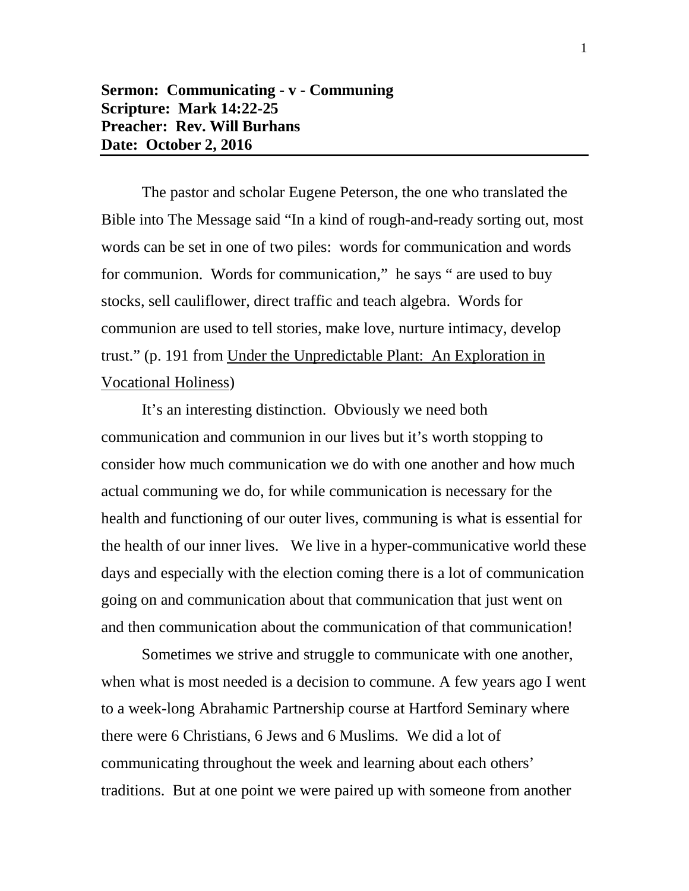**Sermon: Communicating - v - Communing**
**Scripture: Mark 14:22-25**
**Preacher: Rev. Will Burhans**
**Date: October 2, 2016**

---

The pastor and scholar Eugene Peterson, the one who translated the Bible into The Message said "In a kind of rough-and-ready sorting out, most words can be set in one of two piles: words for communication and words for communion. Words for communication," he says " are used to buy stocks, sell cauliflower, direct traffic and teach algebra. Words for communion are used to tell stories, make love, nurture intimacy, develop trust." (p. 191 from Under the Unpredictable Plant: An Exploration in Vocational Holiness)

It's an interesting distinction. Obviously we need both communication and communion in our lives but it's worth stopping to consider how much communication we do with one another and how much actual communing we do, for while communication is necessary for the health and functioning of our outer lives, communing is what is essential for the health of our inner lives. We live in a hyper-communicative world these days and especially with the election coming there is a lot of communication going on and communication about that communication that just went on and then communication about the communication of that communication!

Sometimes we strive and struggle to communicate with one another, when what is most needed is a decision to commune. A few years ago I went to a week-long Abrahamic Partnership course at Hartford Seminary where there were 6 Christians, 6 Jews and 6 Muslims. We did a lot of communicating throughout the week and learning about each others' traditions. But at one point we were paired up with someone from another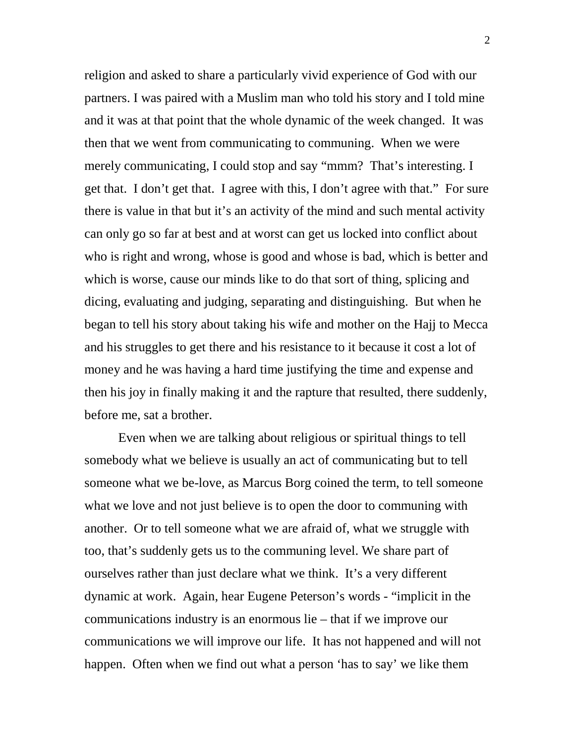religion and asked to share a particularly vivid experience of God with our partners. I was paired with a Muslim man who told his story and I told mine and it was at that point that the whole dynamic of the week changed. It was then that we went from communicating to communing. When we were merely communicating, I could stop and say "mmm? That's interesting. I get that. I don't get that. I agree with this, I don't agree with that." For sure there is value in that but it's an activity of the mind and such mental activity can only go so far at best and at worst can get us locked into conflict about who is right and wrong, whose is good and whose is bad, which is better and which is worse, cause our minds like to do that sort of thing, splicing and dicing, evaluating and judging, separating and distinguishing. But when he began to tell his story about taking his wife and mother on the Hajj to Mecca and his struggles to get there and his resistance to it because it cost a lot of money and he was having a hard time justifying the time and expense and then his joy in finally making it and the rapture that resulted, there suddenly, before me, sat a brother.

Even when we are talking about religious or spiritual things to tell somebody what we believe is usually an act of communicating but to tell someone what we be-love, as Marcus Borg coined the term, to tell someone what we love and not just believe is to open the door to communing with another. Or to tell someone what we are afraid of, what we struggle with too, that's suddenly gets us to the communing level. We share part of ourselves rather than just declare what we think. It's a very different dynamic at work. Again, hear Eugene Peterson's words - "implicit in the communications industry is an enormous lie – that if we improve our communications we will improve our life. It has not happened and will not happen. Often when we find out what a person 'has to say' we like them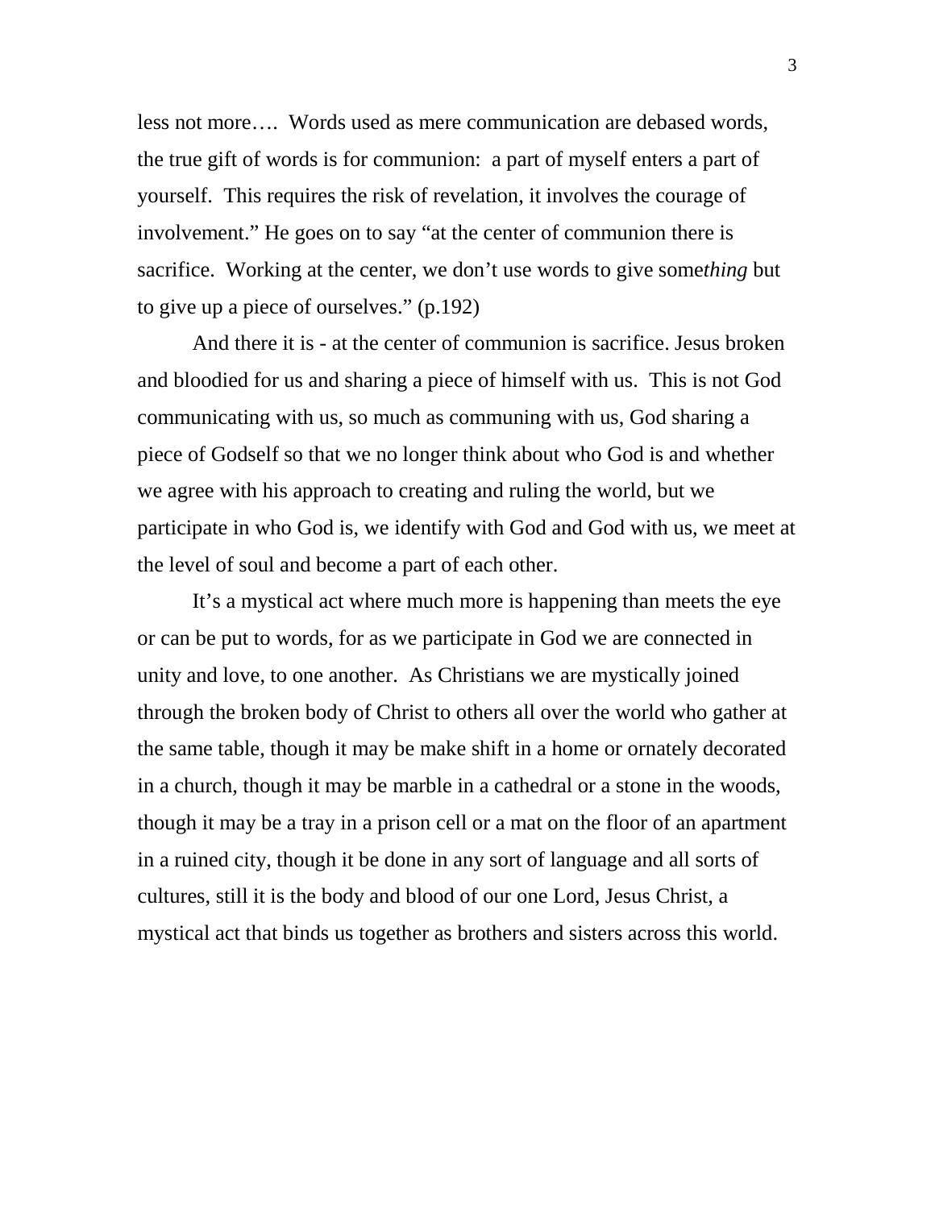less not more…. Words used as mere communication are debased words, the true gift of words is for communion: a part of myself enters a part of yourself. This requires the risk of revelation, it involves the courage of involvement." He goes on to say "at the center of communion there is sacrifice. Working at the center, we don't use words to give some*thing* but to give up a piece of ourselves." (p.192)

And there it is - at the center of communion is sacrifice. Jesus broken and bloodied for us and sharing a piece of himself with us. This is not God communicating with us, so much as communing with us, God sharing a piece of Godself so that we no longer think about who God is and whether we agree with his approach to creating and ruling the world, but we participate in who God is, we identify with God and God with us, we meet at the level of soul and become a part of each other.

It's a mystical act where much more is happening than meets the eye or can be put to words, for as we participate in God we are connected in unity and love, to one another. As Christians we are mystically joined through the broken body of Christ to others all over the world who gather at the same table, though it may be make shift in a home or ornately decorated in a church, though it may be marble in a cathedral or a stone in the woods, though it may be a tray in a prison cell or a mat on the floor of an apartment in a ruined city, though it be done in any sort of language and all sorts of cultures, still it is the body and blood of our one Lord, Jesus Christ, a mystical act that binds us together as brothers and sisters across this world.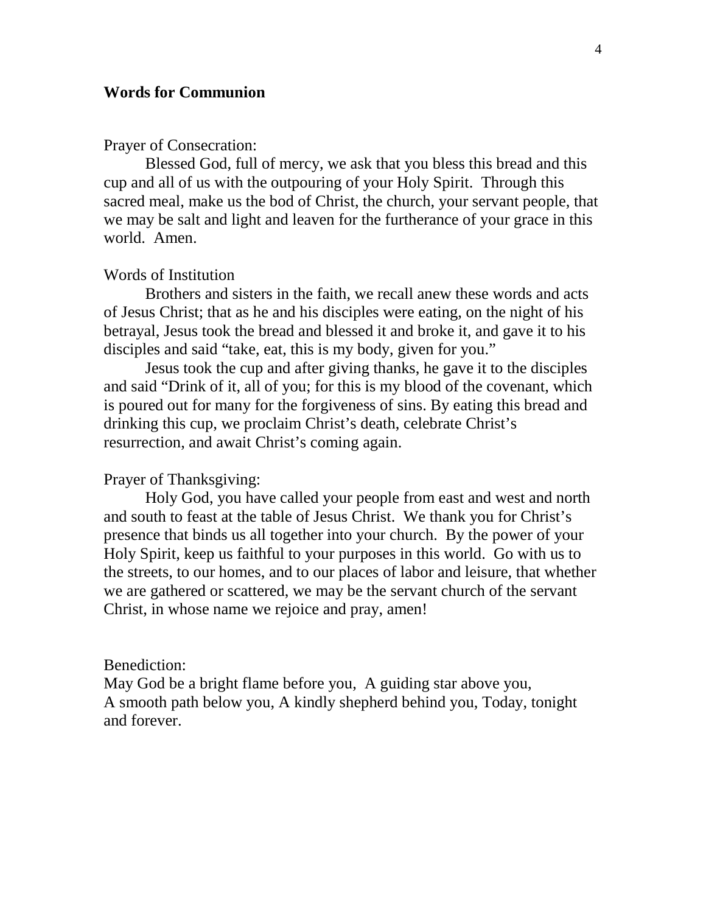**Words for Communion**

Prayer of Consecration:

Blessed God, full of mercy, we ask that you bless this bread and this cup and all of us with the outpouring of your Holy Spirit. Through this sacred meal, make us the bod of Christ, the church, your servant people, that we may be salt and light and leaven for the furtherance of your grace in this world. Amen.

Words of Institution

Brothers and sisters in the faith, we recall anew these words and acts of Jesus Christ; that as he and his disciples were eating, on the night of his betrayal, Jesus took the bread and blessed it and broke it, and gave it to his disciples and said "take, eat, this is my body, given for you."

Jesus took the cup and after giving thanks, he gave it to the disciples and said "Drink of it, all of you; for this is my blood of the covenant, which is poured out for many for the forgiveness of sins. By eating this bread and drinking this cup, we proclaim Christ's death, celebrate Christ's resurrection, and await Christ's coming again.

Prayer of Thanksgiving:

Holy God, you have called your people from east and west and north and south to feast at the table of Jesus Christ. We thank you for Christ's presence that binds us all together into your church. By the power of your Holy Spirit, keep us faithful to your purposes in this world. Go with us to the streets, to our homes, and to our places of labor and leisure, that whether we are gathered or scattered, we may be the servant church of the servant Christ, in whose name we rejoice and pray, amen!

Benediction:
May God be a bright flame before you, A guiding star above you,
A smooth path below you, A kindly shepherd behind you, Today, tonight and forever.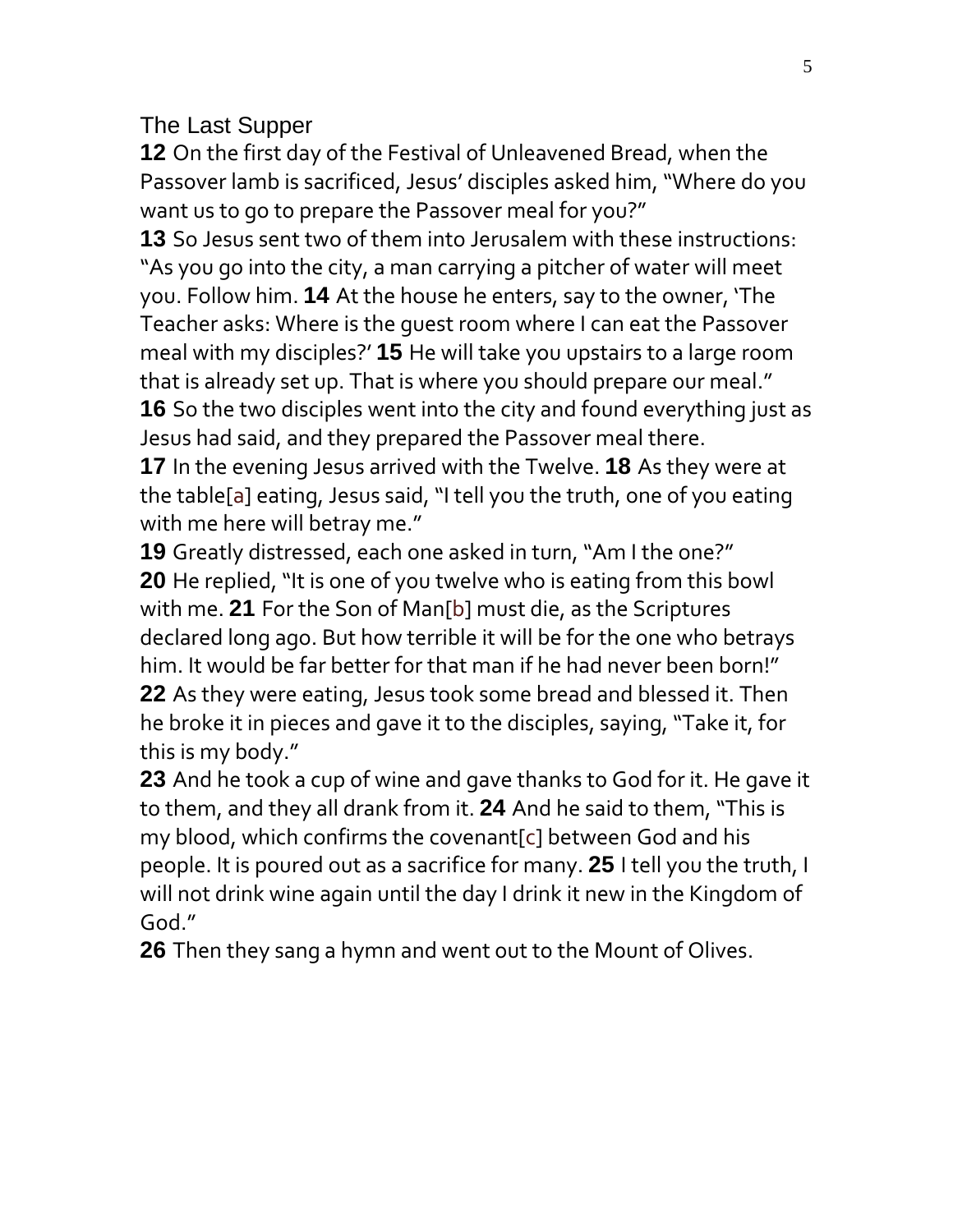## The Last Supper

**12** On the first day of the Festival of Unleavened Bread, when the Passover lamb is sacrificed, Jesus' disciples asked him, "Where do you want us to go to prepare the Passover meal for you?"

**13** So Jesus sent two of them into Jerusalem with these instructions: "As you go into the city, a man carrying a pitcher of water will meet you. Follow him. **14** At the house he enters, say to the owner, 'The Teacher asks: Where is the guest room where I can eat the Passover meal with my disciples?' **15** He will take you upstairs to a large room that is already set up. That is where you should prepare our meal."

**16** So the two disciples went into the city and found everything just as Jesus had said, and they prepared the Passover meal there.

**17** In the evening Jesus arrived with the Twelve. **18** As they were at the table[a] eating, Jesus said, "I tell you the truth, one of you eating with me here will betray me."

**19** Greatly distressed, each one asked in turn, "Am I the one?"

**20** He replied, "It is one of you twelve who is eating from this bowl with me. **21** For the Son of Man[b] must die, as the Scriptures declared long ago. But how terrible it will be for the one who betrays him. It would be far better for that man if he had never been born!"

**22** As they were eating, Jesus took some bread and blessed it. Then he broke it in pieces and gave it to the disciples, saying, "Take it, for this is my body."

**23** And he took a cup of wine and gave thanks to God for it. He gave it to them, and they all drank from it. **24** And he said to them, "This is my blood, which confirms the covenant[c] between God and his people. It is poured out as a sacrifice for many. **25** I tell you the truth, I will not drink wine again until the day I drink it new in the Kingdom of God."

**26** Then they sang a hymn and went out to the Mount of Olives.